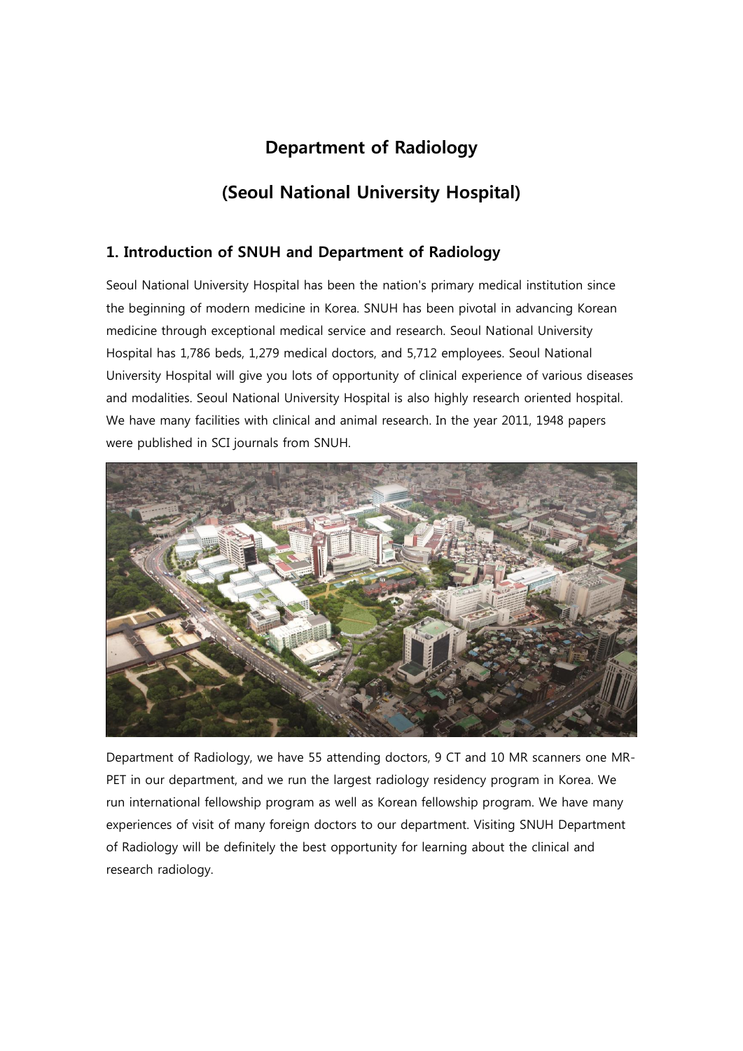# Department of Radiology

# (Seoul National University Hospital)

## 1. Introduction of SNUH and Department of Radiology

Seoul National University Hospital has been the nation's primary medical institution since the beginning of modern medicine in Korea. SNUH has been pivotal in advancing Korean medicine through exceptional medical service and research. Seoul National University Hospital has 1,786 beds, 1,279 medical doctors, and 5,712 employees. Seoul National University Hospital will give you lots of opportunity of clinical experience of various diseases and modalities. Seoul National University Hospital is also highly research oriented hospital. We have many facilities with clinical and animal research. In the year 2011, 1948 papers were published in SCI journals from SNUH.

Department of Radiology, we have 55 attending doctors, 9 CT and 10 MR scanners one MR-PET in our department, and we run the largest radiology residency program in Korea. We run international fellowship program as well as Korean fellowship program. We have many experiences of visit of many foreign doctors to our department. Visiting SNUH Department of Radiology will be definitely the best opportunity for learning about the clinical and research radiology.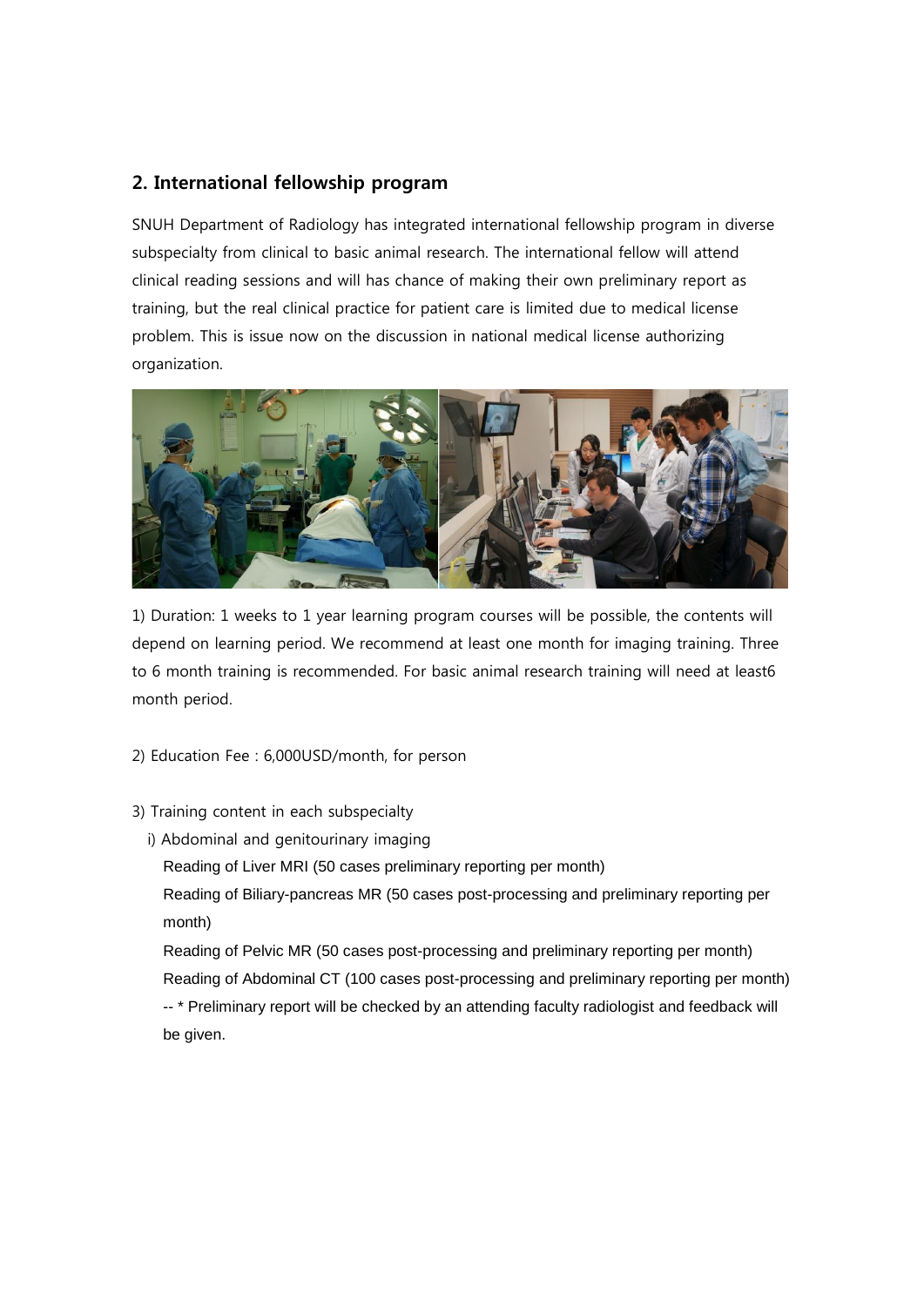## 2. International fellowship program

SNUH Department of Radiology has integrated international fellowship program in diverse subspecialty from clinical to basic animal research. The international fellow will attend clinical reading sessions and will has chance of making their own preliminary report as training, but the real clinical practice for patient care is limited due to medical license problem. This is issue now on the discussion in national medical license authorizing organization.

1) Duration: 1 weeks to 1 year learning program courses will be possible, the contents will depend on learning period. We recommend at least one month for imaging training. Three to 6 month training is recommended. For basic animal research training will need at least6 month period.

2) Education Fee : 6,000USD/month, for person

3) Training content in each subspecialty

i) Abdominal and genitourinary imaging

Reading of Liver MRI (50 cases preliminary reporting per month)

Reading of Biliary-pancreas MR (50 cases post-processing and preliminary reporting per month)

Reading of Pelvic MR (50 cases post-processing and preliminary reporting per month)

Reading of Abdominal CT (100 cases post-processing and preliminary reporting per month)

-- * Preliminary report will be checked by an attending faculty radiologist and feedback will be given.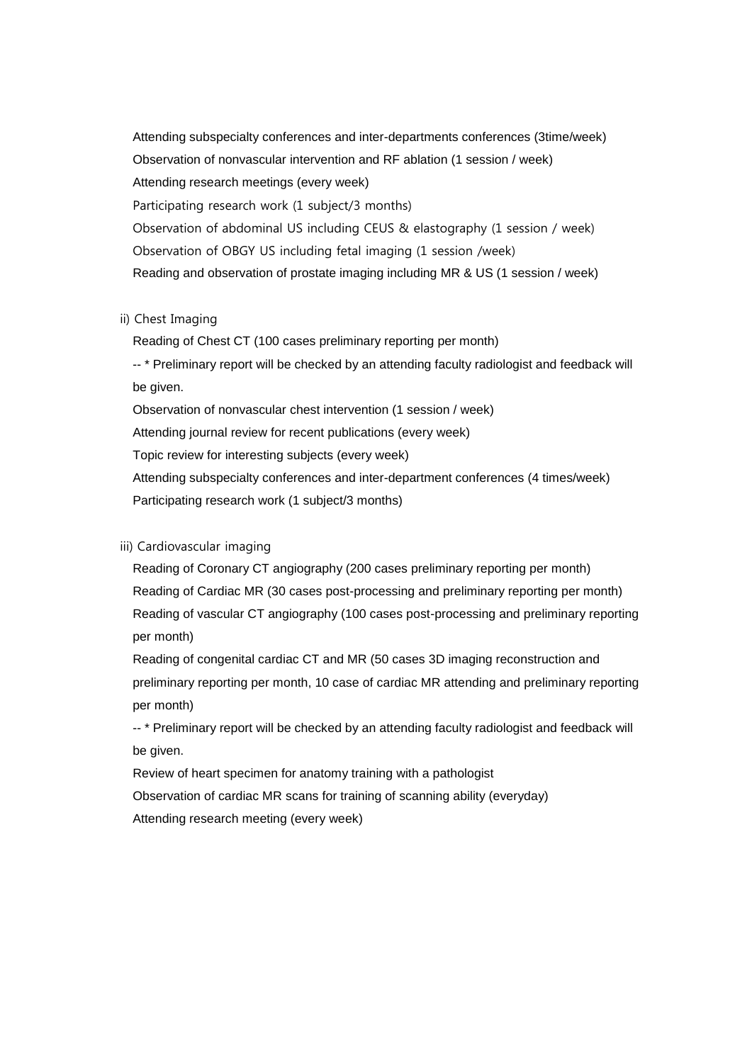Attending subspecialty conferences and inter-departments conferences (3time/week)

Observation of nonvascular intervention and RF ablation (1 session / week)

Attending research meetings (every week)

Participating research work (1 subject/3 months)

Observation of abdominal US including CEUS & elastography (1 session / week)

Observation of OBGY US including fetal imaging (1 session /week)

Reading and observation of prostate imaging including MR & US (1 session / week)

ii) Chest Imaging

Reading of Chest CT (100 cases preliminary reporting per month)

-- * Preliminary report will be checked by an attending faculty radiologist and feedback will be given.

Observation of nonvascular chest intervention (1 session / week)

Attending journal review for recent publications (every week)

Topic review for interesting subjects (every week)

Attending subspecialty conferences and inter-department conferences (4 times/week)

Participating research work (1 subject/3 months)

iii) Cardiovascular imaging

Reading of Coronary CT angiography (200 cases preliminary reporting per month)

Reading of Cardiac MR (30 cases post-processing and preliminary reporting per month)

Reading of vascular CT angiography (100 cases post-processing and preliminary reporting per month)

Reading of congenital cardiac CT and MR (50 cases 3D imaging reconstruction and preliminary reporting per month, 10 case of cardiac MR attending and preliminary reporting per month)

-- * Preliminary report will be checked by an attending faculty radiologist and feedback will be given.

Review of heart specimen for anatomy training with a pathologist

Observation of cardiac MR scans for training of scanning ability (everyday)

Attending research meeting (every week)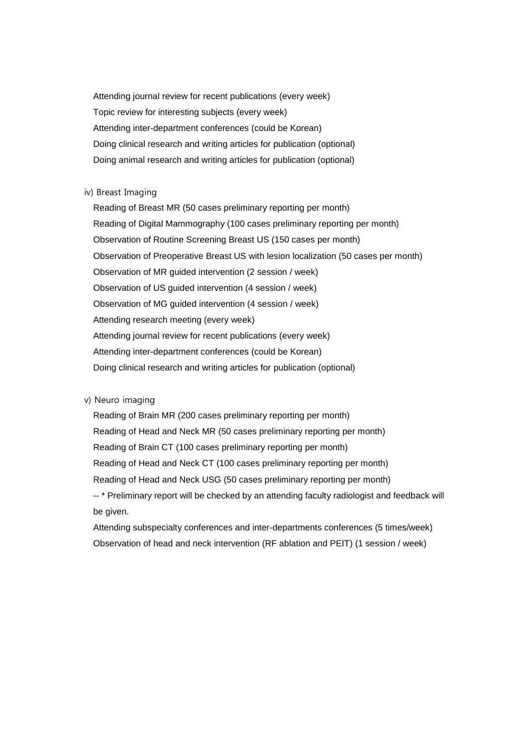Attending journal review for recent publications (every week)

Topic review for interesting subjects (every week)

Attending inter-department conferences (could be Korean)

Doing clinical research and writing articles for publication (optional)

Doing animal research and writing articles for publication (optional)

iv) Breast Imaging

Reading of Breast MR (50 cases preliminary reporting per month)

Reading of Digital Mammography (100 cases preliminary reporting per month)

Observation of Routine Screening Breast US (150 cases per month)

Observation of Preoperative Breast US with lesion localization (50 cases per month)

Observation of MR guided intervention (2 session / week)

Observation of US guided intervention (4 session / week)

Observation of MG guided intervention (4 session / week)

Attending research meeting (every week)

Attending journal review for recent publications (every week)

Attending inter-department conferences (could be Korean)

Doing clinical research and writing articles for publication (optional)

v) Neuro imaging

Reading of Brain MR (200 cases preliminary reporting per month)

Reading of Head and Neck MR (50 cases preliminary reporting per month)

Reading of Brain CT (100 cases preliminary reporting per month)

Reading of Head and Neck CT (100 cases preliminary reporting per month)

Reading of Head and Neck USG (50 cases preliminary reporting per month)

-- * Preliminary report will be checked by an attending faculty radiologist and feedback will be given.

Attending subspecialty conferences and inter-departments conferences (5 times/week)

Observation of head and neck intervention (RF ablation and PEIT) (1 session / week)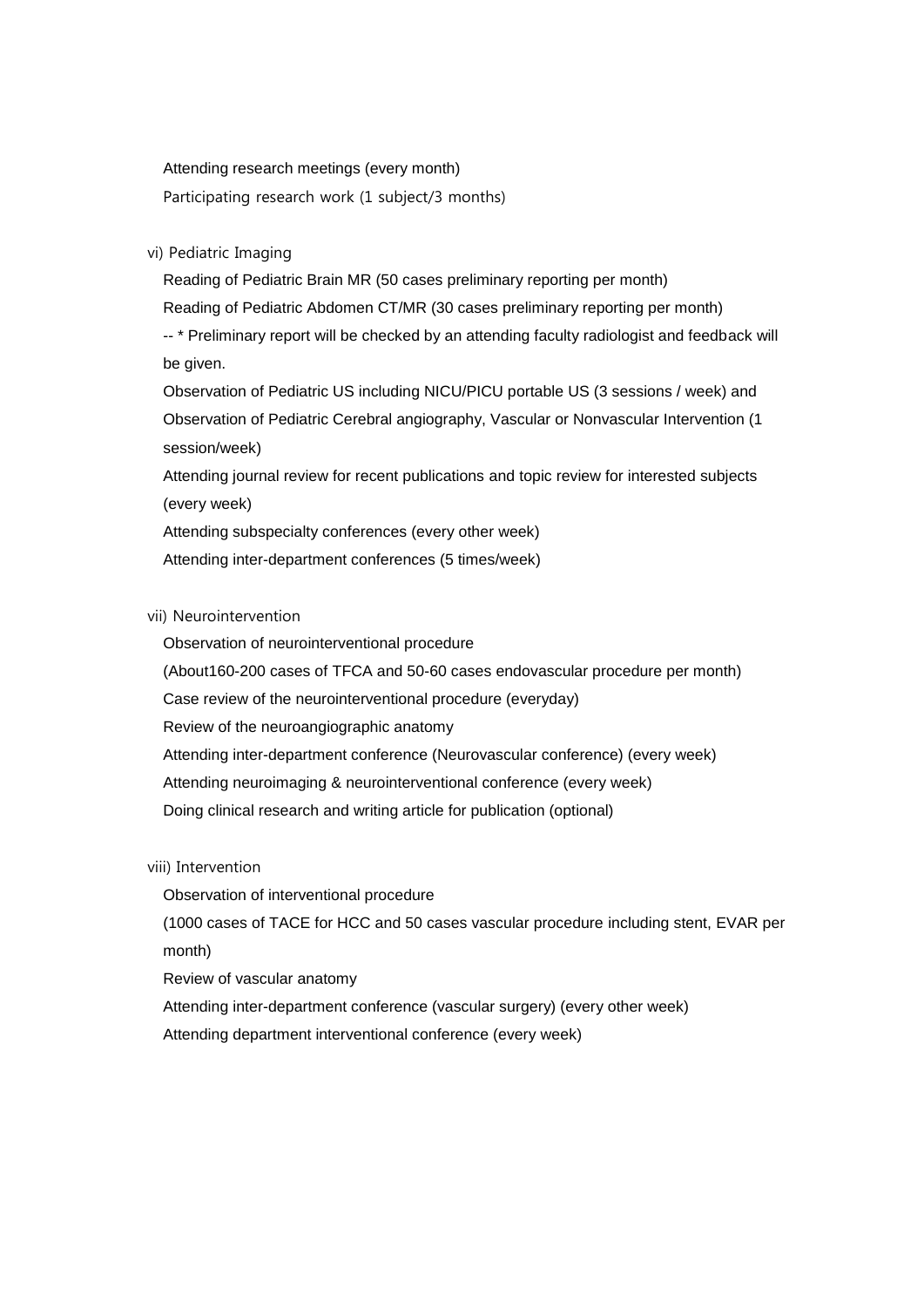Attending research meetings (every month)

Participating research work (1 subject/3 months)

vi) Pediatric Imaging

Reading of Pediatric Brain MR (50 cases preliminary reporting per month)

Reading of Pediatric Abdomen CT/MR (30 cases preliminary reporting per month)

-- * Preliminary report will be checked by an attending faculty radiologist and feedback will be given.

Observation of Pediatric US including NICU/PICU portable US (3 sessions / week) and

Observation of Pediatric Cerebral angiography, Vascular or Nonvascular Intervention (1 session/week)

Attending journal review for recent publications and topic review for interested subjects (every week)

Attending subspecialty conferences (every other week)

Attending inter-department conferences (5 times/week)

vii) Neurointervention

Observation of neurointerventional procedure

(About160-200 cases of TFCA and 50-60 cases endovascular procedure per month)

Case review of the neurointerventional procedure (everyday)

Review of the neuroangiographic anatomy

Attending inter-department conference (Neurovascular conference) (every week)

Attending neuroimaging & neurointerventional conference (every week)

Doing clinical research and writing article for publication (optional)

viii) Intervention

Observation of interventional procedure

(1000 cases of TACE for HCC and 50 cases vascular procedure including stent, EVAR per month)

Review of vascular anatomy

Attending inter-department conference (vascular surgery) (every other week)

Attending department interventional conference (every week)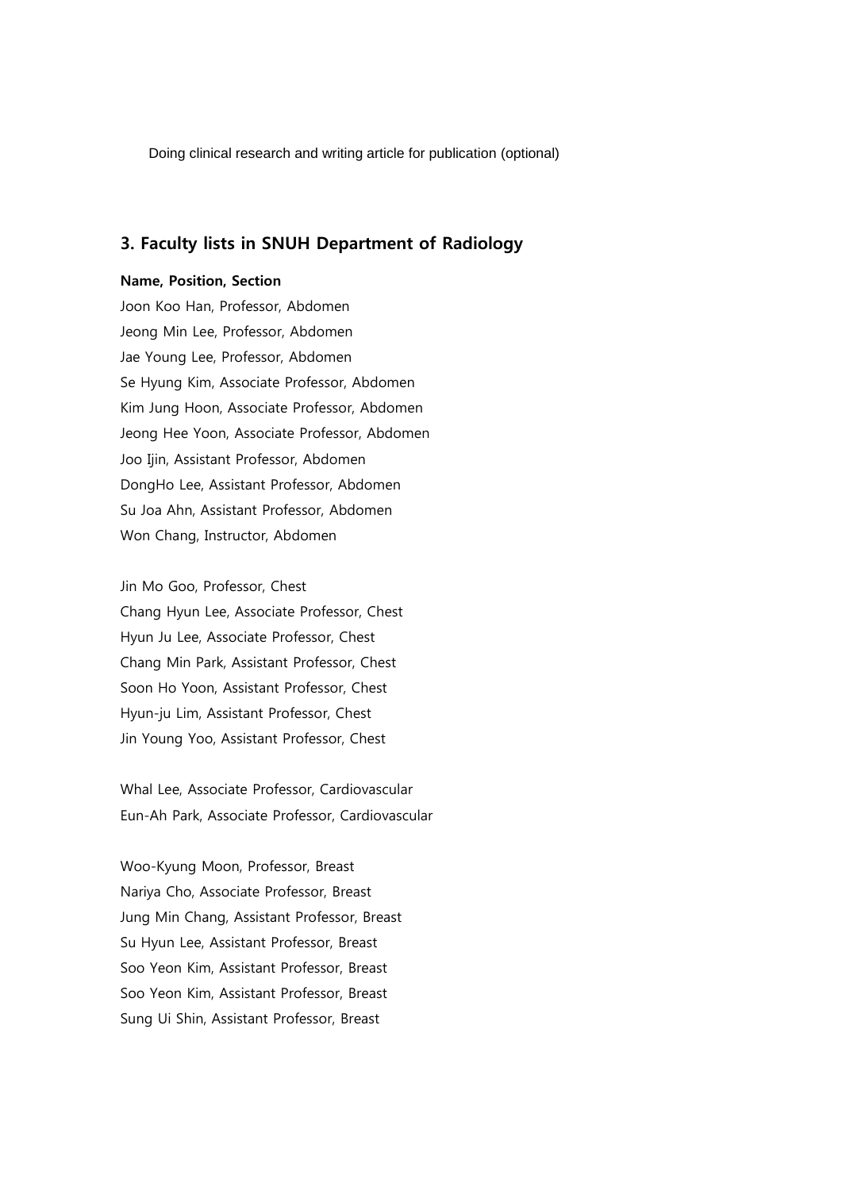Doing clinical research and writing article for publication (optional)

## 3. Faculty lists in SNUH Department of Radiology

**Name, Position, Section**

Joon Koo Han, Professor, Abdomen
Jeong Min Lee, Professor, Abdomen
Jae Young Lee, Professor, Abdomen
Se Hyung Kim, Associate Professor, Abdomen
Kim Jung Hoon, Associate Professor, Abdomen
Jeong Hee Yoon, Associate Professor, Abdomen
Joo Ijin, Assistant Professor, Abdomen
DongHo Lee, Assistant Professor, Abdomen
Su Joa Ahn, Assistant Professor, Abdomen
Won Chang, Instructor, Abdomen

Jin Mo Goo, Professor, Chest
Chang Hyun Lee, Associate Professor, Chest
Hyun Ju Lee, Associate Professor, Chest
Chang Min Park, Assistant Professor, Chest
Soon Ho Yoon, Assistant Professor, Chest
Hyun-ju Lim, Assistant Professor, Chest
Jin Young Yoo, Assistant Professor, Chest

Whal Lee, Associate Professor, Cardiovascular
Eun-Ah Park, Associate Professor, Cardiovascular

Woo-Kyung Moon, Professor, Breast
Nariya Cho, Associate Professor, Breast
Jung Min Chang, Assistant Professor, Breast
Su Hyun Lee, Assistant Professor, Breast
Soo Yeon Kim, Assistant Professor, Breast
Soo Yeon Kim, Assistant Professor, Breast
Sung Ui Shin, Assistant Professor, Breast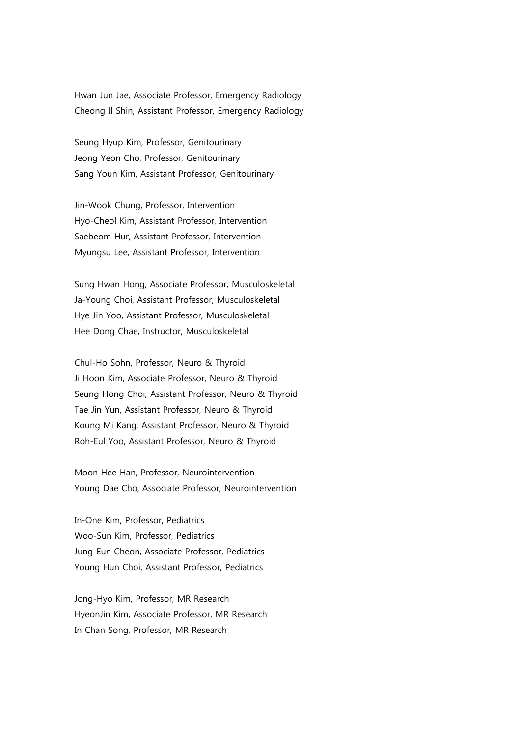Hwan Jun Jae, Associate Professor, Emergency Radiology
Cheong Il Shin, Assistant Professor, Emergency Radiology

Seung Hyup Kim, Professor, Genitourinary
Jeong Yeon Cho, Professor, Genitourinary
Sang Youn Kim, Assistant Professor, Genitourinary

Jin-Wook Chung, Professor, Intervention
Hyo-Cheol Kim, Assistant Professor, Intervention
Saebeom Hur, Assistant Professor, Intervention
Myungsu Lee, Assistant Professor, Intervention

Sung Hwan Hong, Associate Professor, Musculoskeletal
Ja-Young Choi, Assistant Professor, Musculoskeletal
Hye Jin Yoo, Assistant Professor, Musculoskeletal
Hee Dong Chae, Instructor, Musculoskeletal

Chul-Ho Sohn, Professor, Neuro & Thyroid
Ji Hoon Kim, Associate Professor, Neuro & Thyroid
Seung Hong Choi, Assistant Professor, Neuro & Thyroid
Tae Jin Yun, Assistant Professor, Neuro & Thyroid
Koung Mi Kang, Assistant Professor, Neuro & Thyroid
Roh-Eul Yoo, Assistant Professor, Neuro & Thyroid

Moon Hee Han, Professor, Neurointervention
Young Dae Cho, Associate Professor, Neurointervention

In-One Kim, Professor, Pediatrics
Woo-Sun Kim, Professor, Pediatrics
Jung-Eun Cheon, Associate Professor, Pediatrics
Young Hun Choi, Assistant Professor, Pediatrics

Jong-Hyo Kim, Professor, MR Research
HyeonJin Kim, Associate Professor, MR Research
In Chan Song, Professor, MR Research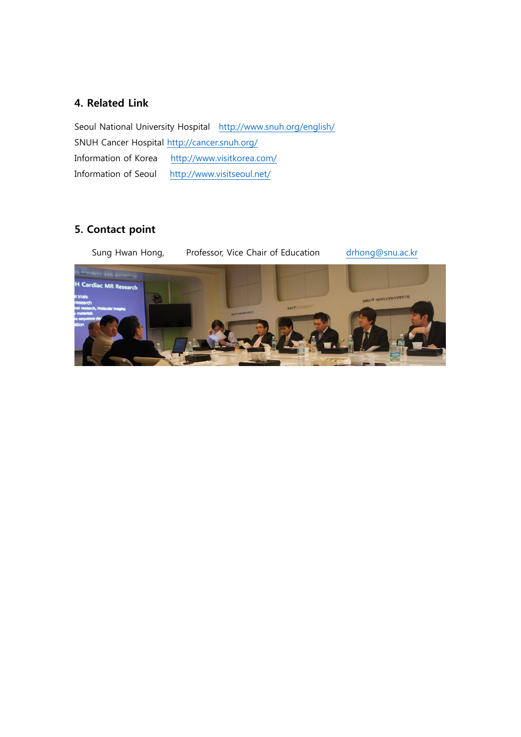## 4. Related Link

Seoul National University Hospital http://www.snuh.org/english/

SNUH Cancer Hospital http://cancer.snuh.org/

Information of Korea http://www.visitkorea.com/

Information of Seoul http://www.visitseoul.net/

## 5. Contact point

Sung Hwan Hong, Professor, Vice Chair of Education drhong@snu.ac.kr